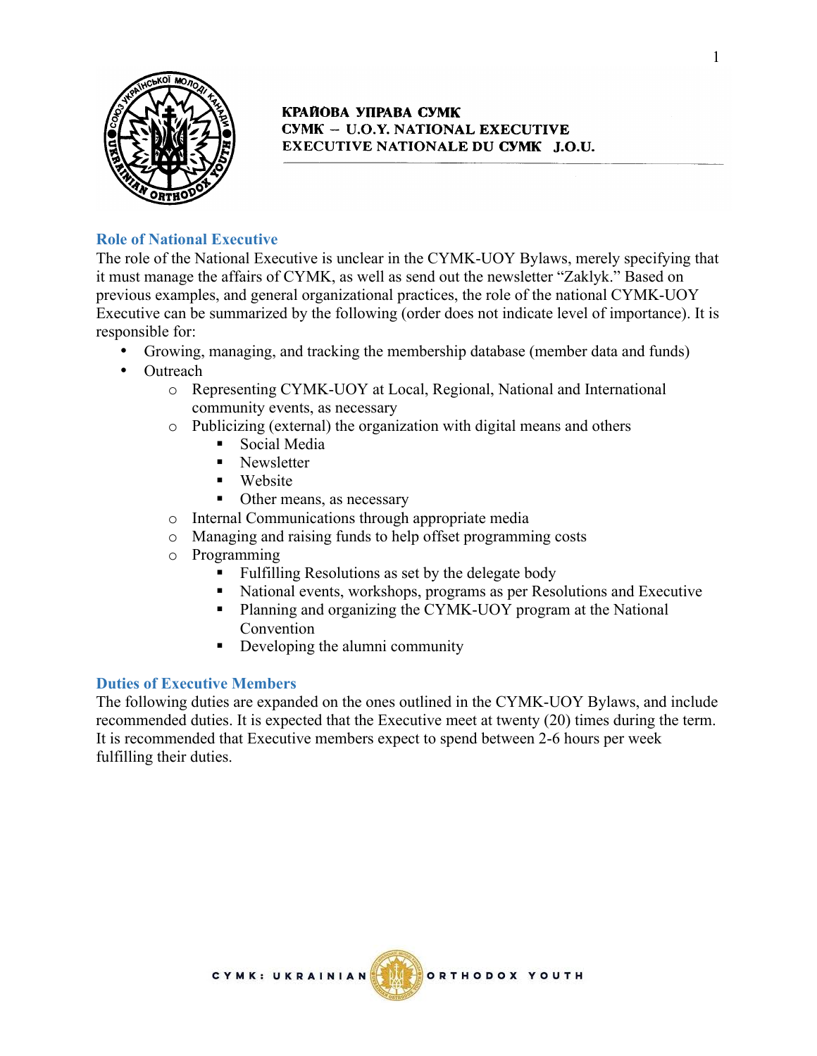**КРАЙОВА УПРАВА СУМК**
**СУМК – U.O.Y. NATIONAL EXECUTIVE**
**EXECUTIVE NATIONALE DU СУМК J.O.U.**

## Role of National Executive

The role of the National Executive is unclear in the CYMK-UOY Bylaws, merely specifying that it must manage the affairs of CYMK, as well as send out the newsletter "Zaklyk." Based on previous examples, and general organizational practices, the role of the national CYMK-UOY Executive can be summarized by the following (order does not indicate level of importance). It is responsible for:

- Growing, managing, and tracking the membership database (member data and funds)
- Outreach
  - Representing CYMK-UOY at Local, Regional, National and International community events, as necessary
  - Publicizing (external) the organization with digital means and others
    - Social Media
    - Newsletter
    - Website
    - Other means, as necessary
  - Internal Communications through appropriate media
  - Managing and raising funds to help offset programming costs
  - Programming
    - Fulfilling Resolutions as set by the delegate body
    - National events, workshops, programs as per Resolutions and Executive
    - Planning and organizing the CYMK-UOY program at the National Convention
    - Developing the alumni community

## Duties of Executive Members

The following duties are expanded on the ones outlined in the CYMK-UOY Bylaws, and include recommended duties. It is expected that the Executive meet at twenty (20) times during the term. It is recommended that Executive members expect to spend between 2-6 hours per week fulfilling their duties.

CYMK: UKRAINIAN ORTHODOX YOUTH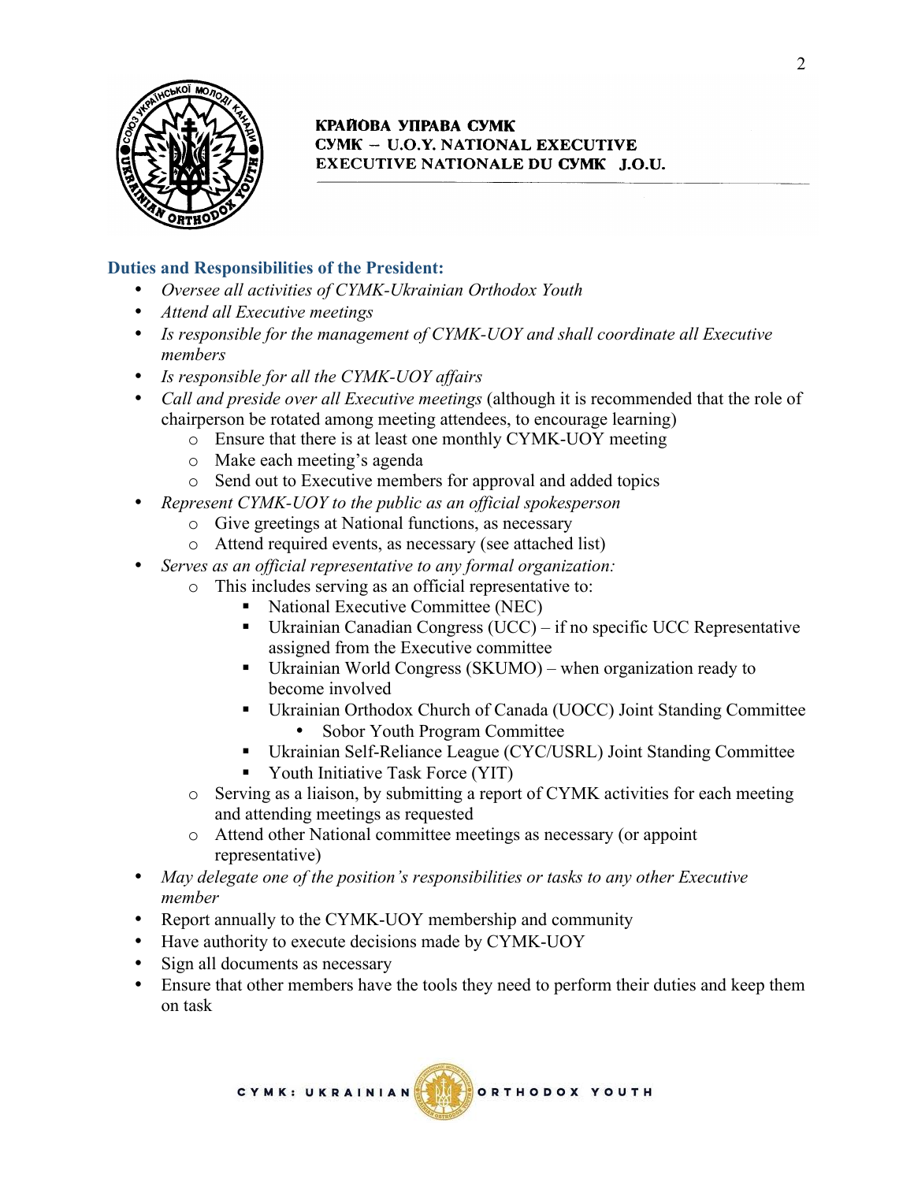**Duties and Responsibilities of the President:**

- *Oversee all activities of CYMK-Ukrainian Orthodox Youth*
- *Attend all Executive meetings*
- *Is responsible for the management of CYMK-UOY and shall coordinate all Executive members*
- *Is responsible for all the CYMK-UOY affairs*
- *Call and preside over all Executive meetings* (although it is recommended that the role of chairperson be rotated among meeting attendees, to encourage learning)
  - Ensure that there is at least one monthly CYMK-UOY meeting
  - Make each meeting's agenda
  - Send out to Executive members for approval and added topics
- *Represent CYMK-UOY to the public as an official spokesperson*
  - Give greetings at National functions, as necessary
  - Attend required events, as necessary (see attached list)
- *Serves as an official representative to any formal organization:*
  - This includes serving as an official representative to:
    - National Executive Committee (NEC)
    - Ukrainian Canadian Congress (UCC) – if no specific UCC Representative assigned from the Executive committee
    - Ukrainian World Congress (SKUMO) – when organization ready to become involved
    - Ukrainian Orthodox Church of Canada (UOCC) Joint Standing Committee
      - Sobor Youth Program Committee
    - Ukrainian Self-Reliance League (CYC/USRL) Joint Standing Committee
    - Youth Initiative Task Force (YIT)
  - Serving as a liaison, by submitting a report of CYMK activities for each meeting and attending meetings as requested
  - Attend other National committee meetings as necessary (or appoint representative)
- *May delegate one of the position's responsibilities or tasks to any other Executive member*
- Report annually to the CYMK-UOY membership and community
- Have authority to execute decisions made by CYMK-UOY
- Sign all documents as necessary
- Ensure that other members have the tools they need to perform their duties and keep them on task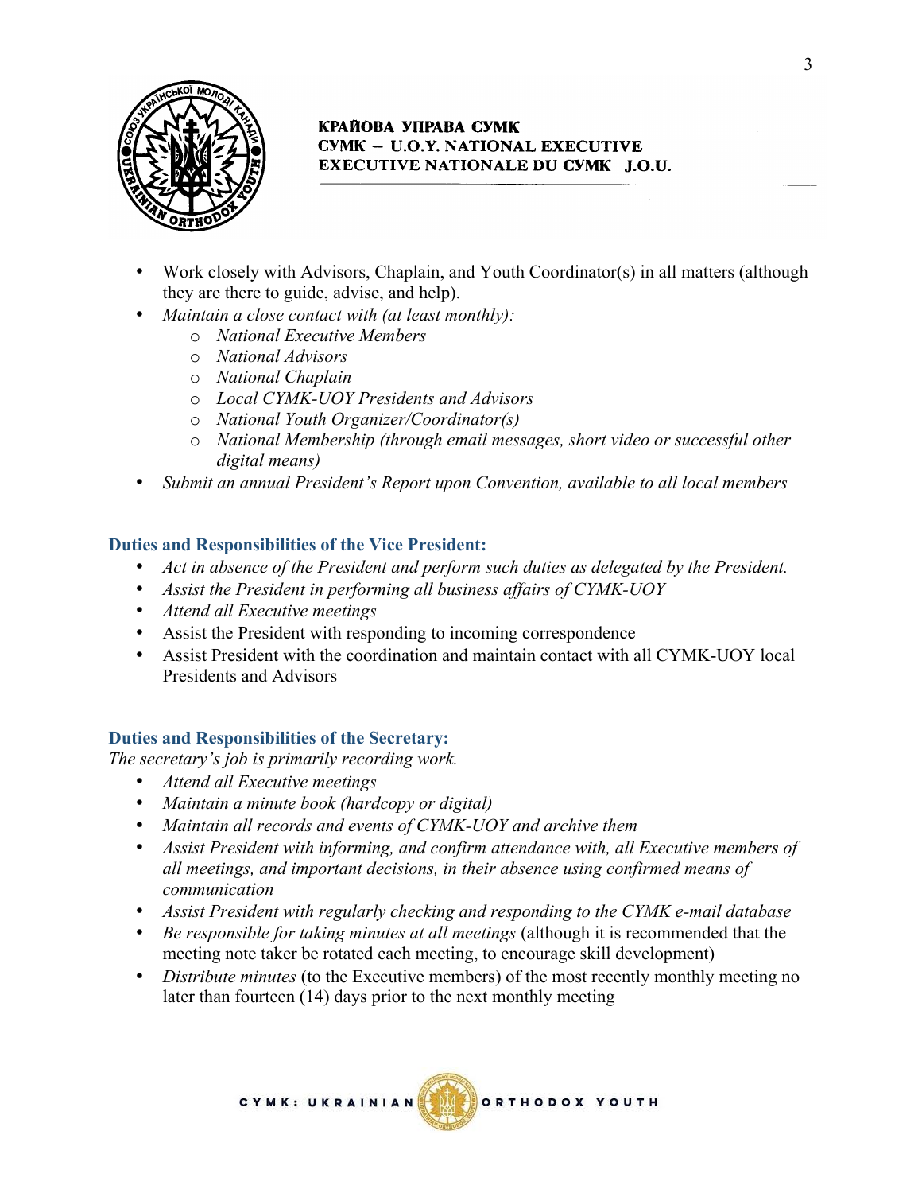- Work closely with Advisors, Chaplain, and Youth Coordinator(s) in all matters (although they are there to guide, advise, and help).
- *Maintain a close contact with (at least monthly):*
  - *National Executive Members*
  - *National Advisors*
  - *National Chaplain*
  - *Local CYMK-UOY Presidents and Advisors*
  - *National Youth Organizer/Coordinator(s)*
  - *National Membership (through email messages, short video or successful other digital means)*
- *Submit an annual President's Report upon Convention, available to all local members*

### Duties and Responsibilities of the Vice President:

- *Act in absence of the President and perform such duties as delegated by the President.*
- *Assist the President in performing all business affairs of CYMK-UOY*
- *Attend all Executive meetings*
- Assist the President with responding to incoming correspondence
- Assist President with the coordination and maintain contact with all CYMK-UOY local Presidents and Advisors

### Duties and Responsibilities of the Secretary:

*The secretary's job is primarily recording work.*

- *Attend all Executive meetings*
- *Maintain a minute book (hardcopy or digital)*
- *Maintain all records and events of CYMK-UOY and archive them*
- *Assist President with informing, and confirm attendance with, all Executive members of all meetings, and important decisions, in their absence using confirmed means of communication*
- *Assist President with regularly checking and responding to the CYMK e-mail database*
- *Be responsible for taking minutes at all meetings* (although it is recommended that the meeting note taker be rotated each meeting, to encourage skill development)
- *Distribute minutes* (to the Executive members) of the most recently monthly meeting no later than fourteen (14) days prior to the next monthly meeting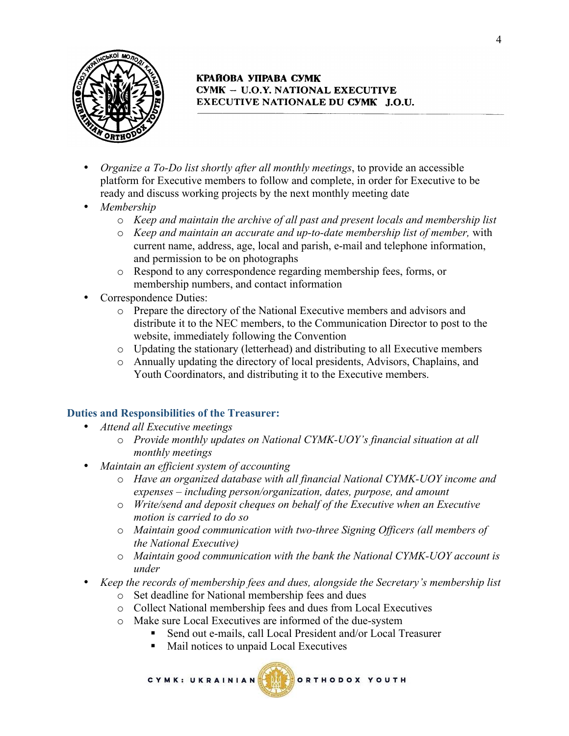- *Organize a To-Do list shortly after all monthly meetings*, to provide an accessible platform for Executive members to follow and complete, in order for Executive to be ready and discuss working projects by the next monthly meeting date
- *Membership*
  - *Keep and maintain the archive of all past and present locals and membership list*
  - *Keep and maintain an accurate and up-to-date membership list of member,* with current name, address, age, local and parish, e-mail and telephone information, and permission to be on photographs
  - Respond to any correspondence regarding membership fees, forms, or membership numbers, and contact information
- Correspondence Duties:
  - Prepare the directory of the National Executive members and advisors and distribute it to the NEC members, to the Communication Director to post to the website, immediately following the Convention
  - Updating the stationary (letterhead) and distributing to all Executive members
  - Annually updating the directory of local presidents, Advisors, Chaplains, and Youth Coordinators, and distributing it to the Executive members.

### Duties and Responsibilities of the Treasurer:

- *Attend all Executive meetings*
  - *Provide monthly updates on National CYMK-UOY's financial situation at all monthly meetings*
- *Maintain an efficient system of accounting*
  - *Have an organized database with all financial National CYMK-UOY income and expenses – including person/organization, dates, purpose, and amount*
  - *Write/send and deposit cheques on behalf of the Executive when an Executive motion is carried to do so*
  - *Maintain good communication with two-three Signing Officers (all members of the National Executive)*
  - *Maintain good communication with the bank the National CYMK-UOY account is under*
- *Keep the records of membership fees and dues, alongside the Secretary's membership list*
  - Set deadline for National membership fees and dues
  - Collect National membership fees and dues from Local Executives
  - Make sure Local Executives are informed of the due-system
    - Send out e-mails, call Local President and/or Local Treasurer
    - Mail notices to unpaid Local Executives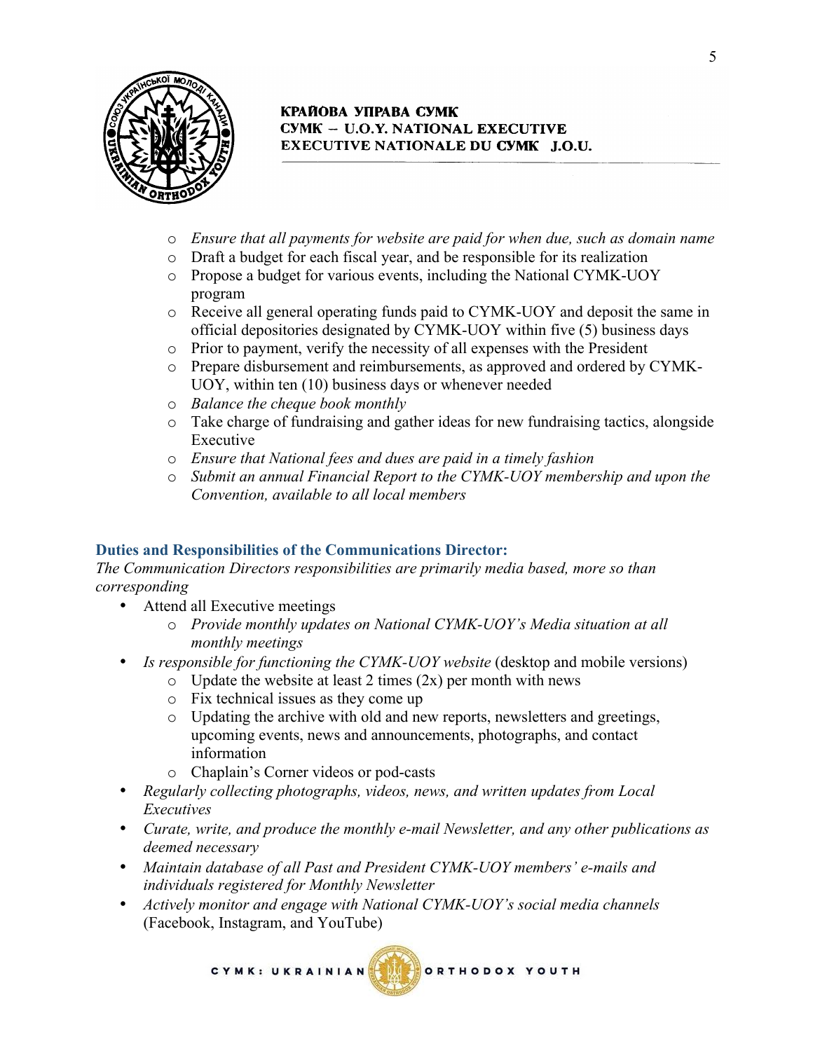- *Ensure that all payments for website are paid for when due, such as domain name*
- Draft a budget for each fiscal year, and be responsible for its realization
- Propose a budget for various events, including the National CYMK-UOY program
- Receive all general operating funds paid to CYMK-UOY and deposit the same in official depositories designated by CYMK-UOY within five (5) business days
- Prior to payment, verify the necessity of all expenses with the President
- Prepare disbursement and reimbursements, as approved and ordered by CYMK-UOY, within ten (10) business days or whenever needed
- *Balance the cheque book monthly*
- Take charge of fundraising and gather ideas for new fundraising tactics, alongside Executive
- *Ensure that National fees and dues are paid in a timely fashion*
- *Submit an annual Financial Report to the CYMK-UOY membership and upon the Convention, available to all local members*

### Duties and Responsibilities of the Communications Director:

*The Communication Directors responsibilities are primarily media based, more so than corresponding*

- Attend all Executive meetings
  - *Provide monthly updates on National CYMK-UOY's Media situation at all monthly meetings*
- *Is responsible for functioning the CYMK-UOY website* (desktop and mobile versions)
  - Update the website at least 2 times (2x) per month with news
  - Fix technical issues as they come up
  - Updating the archive with old and new reports, newsletters and greetings, upcoming events, news and announcements, photographs, and contact information
  - Chaplain's Corner videos or pod-casts
- *Regularly collecting photographs, videos, news, and written updates from Local Executives*
- *Curate, write, and produce the monthly e-mail Newsletter, and any other publications as deemed necessary*
- *Maintain database of all Past and President CYMK-UOY members' e-mails and individuals registered for Monthly Newsletter*
- *Actively monitor and engage with National CYMK-UOY's social media channels* (Facebook, Instagram, and YouTube)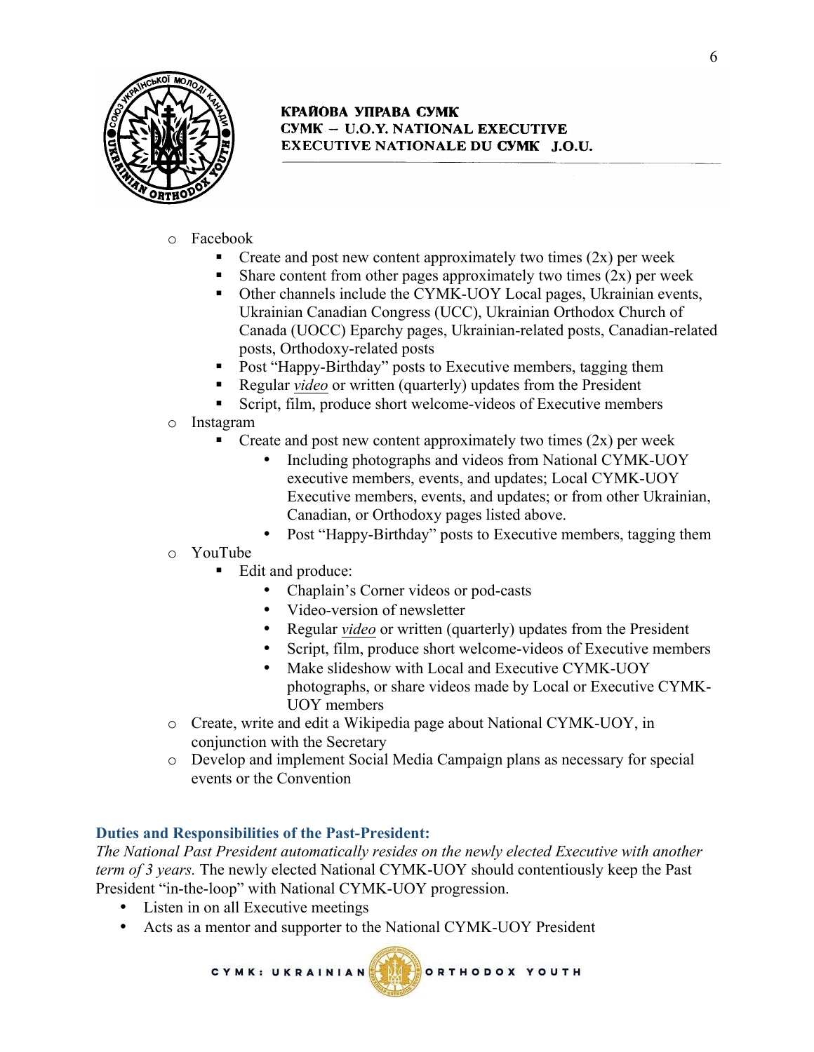- Facebook
  - Create and post new content approximately two times (2x) per week
  - Share content from other pages approximately two times (2x) per week
  - Other channels include the CYMK-UOY Local pages, Ukrainian events, Ukrainian Canadian Congress (UCC), Ukrainian Orthodox Church of Canada (UOCC) Eparchy pages, Ukrainian-related posts, Canadian-related posts, Orthodoxy-related posts
  - Post "Happy-Birthday" posts to Executive members, tagging them
  - Regular *video* or written (quarterly) updates from the President
  - Script, film, produce short welcome-videos of Executive members
- Instagram
  - Create and post new content approximately two times (2x) per week
    - Including photographs and videos from National CYMK-UOY executive members, events, and updates; Local CYMK-UOY Executive members, events, and updates; or from other Ukrainian, Canadian, or Orthodoxy pages listed above.
    - Post "Happy-Birthday" posts to Executive members, tagging them
- YouTube
  - Edit and produce:
    - Chaplain's Corner videos or pod-casts
    - Video-version of newsletter
    - Regular *video* or written (quarterly) updates from the President
    - Script, film, produce short welcome-videos of Executive members
    - Make slideshow with Local and Executive CYMK-UOY photographs, or share videos made by Local or Executive CYMK-UOY members
- Create, write and edit a Wikipedia page about National CYMK-UOY, in conjunction with the Secretary
- Develop and implement Social Media Campaign plans as necessary for special events or the Convention

### Duties and Responsibilities of the Past-President:

*The National Past President automatically resides on the newly elected Executive with another term of 3 years.* The newly elected National CYMK-UOY should contentiously keep the Past President "in-the-loop" with National CYMK-UOY progression.

- Listen in on all Executive meetings
- Acts as a mentor and supporter to the National CYMK-UOY President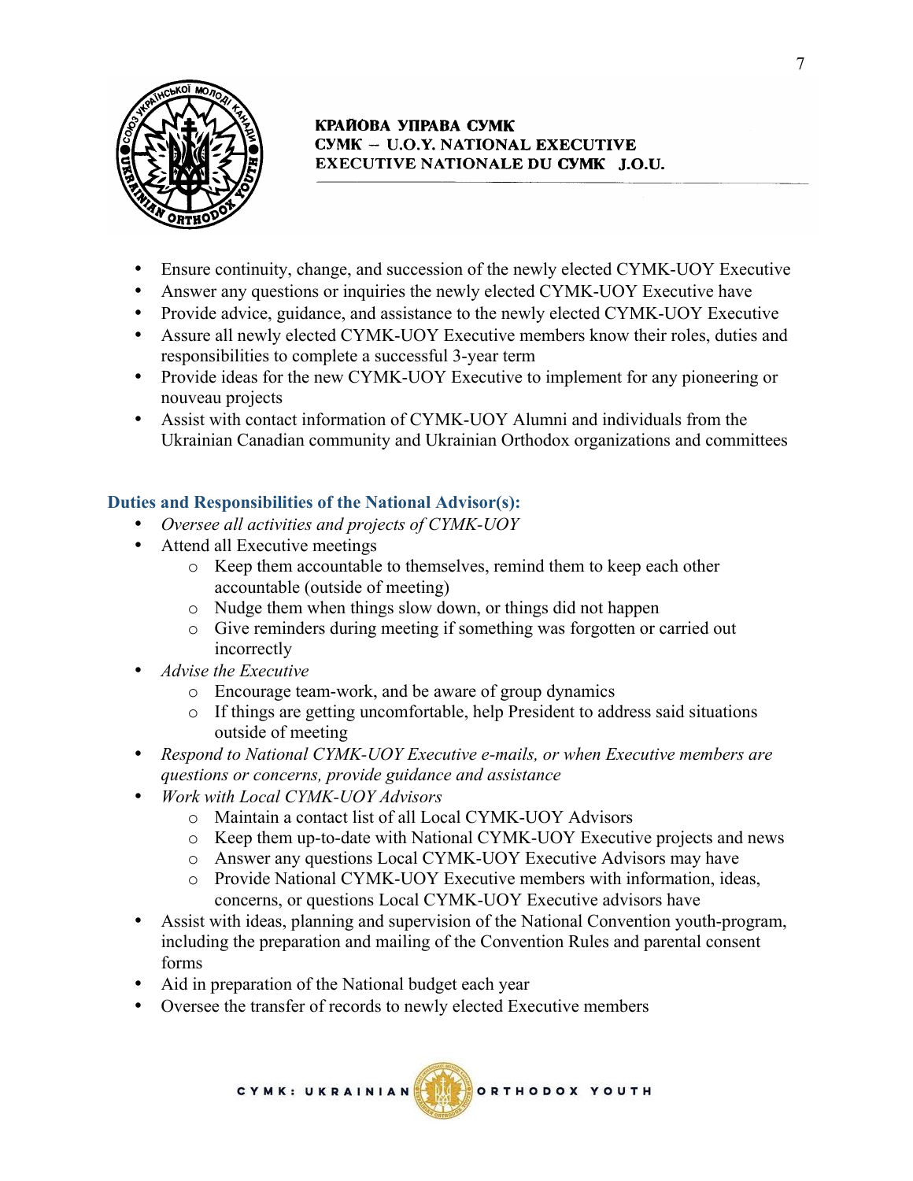- Ensure continuity, change, and succession of the newly elected CYMK-UOY Executive
- Answer any questions or inquiries the newly elected CYMK-UOY Executive have
- Provide advice, guidance, and assistance to the newly elected CYMK-UOY Executive
- Assure all newly elected CYMK-UOY Executive members know their roles, duties and responsibilities to complete a successful 3-year term
- Provide ideas for the new CYMK-UOY Executive to implement for any pioneering or nouveau projects
- Assist with contact information of CYMK-UOY Alumni and individuals from the Ukrainian Canadian community and Ukrainian Orthodox organizations and committees

### Duties and Responsibilities of the National Advisor(s):

- *Oversee all activities and projects of CYMK-UOY*
- Attend all Executive meetings
    - Keep them accountable to themselves, remind them to keep each other accountable (outside of meeting)
    - Nudge them when things slow down, or things did not happen
    - Give reminders during meeting if something was forgotten or carried out incorrectly
- *Advise the Executive*
    - Encourage team-work, and be aware of group dynamics
    - If things are getting uncomfortable, help President to address said situations outside of meeting
- *Respond to National CYMK-UOY Executive e-mails, or when Executive members are questions or concerns, provide guidance and assistance*
- *Work with Local CYMK-UOY Advisors*
    - Maintain a contact list of all Local CYMK-UOY Advisors
    - Keep them up-to-date with National CYMK-UOY Executive projects and news
    - Answer any questions Local CYMK-UOY Executive Advisors may have
    - Provide National CYMK-UOY Executive members with information, ideas, concerns, or questions Local CYMK-UOY Executive advisors have
- Assist with ideas, planning and supervision of the National Convention youth-program, including the preparation and mailing of the Convention Rules and parental consent forms
- Aid in preparation of the National budget each year
- Oversee the transfer of records to newly elected Executive members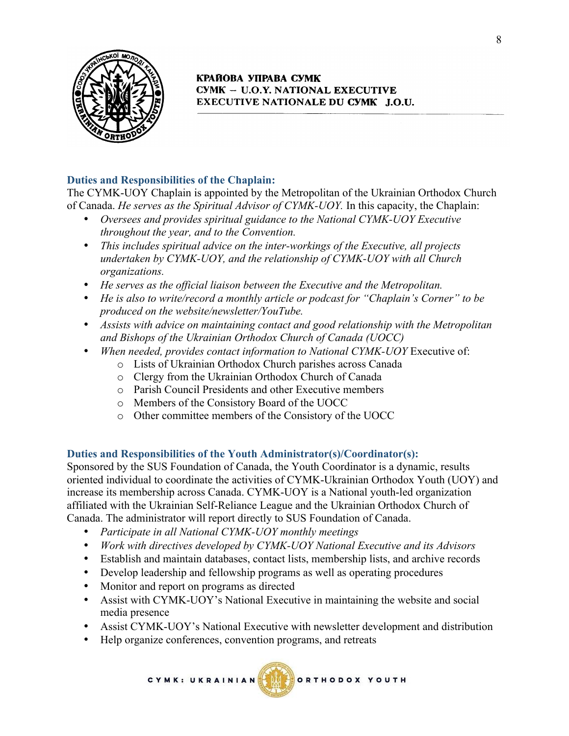## Duties and Responsibilities of the Chaplain:

The CYMK-UOY Chaplain is appointed by the Metropolitan of the Ukrainian Orthodox Church of Canada. *He serves as the Spiritual Advisor of CYMK-UOY.* In this capacity, the Chaplain:

- *Oversees and provides spiritual guidance to the National CYMK-UOY Executive throughout the year, and to the Convention.*
- *This includes spiritual advice on the inter-workings of the Executive, all projects undertaken by CYMK-UOY, and the relationship of CYMK-UOY with all Church organizations.*
- *He serves as the official liaison between the Executive and the Metropolitan.*
- *He is also to write/record a monthly article or podcast for "Chaplain's Corner" to be produced on the website/newsletter/YouTube.*
- *Assists with advice on maintaining contact and good relationship with the Metropolitan and Bishops of the Ukrainian Orthodox Church of Canada (UOCC)*
- *When needed, provides contact information to National CYMK-UOY* Executive of:
    - Lists of Ukrainian Orthodox Church parishes across Canada
    - Clergy from the Ukrainian Orthodox Church of Canada
    - Parish Council Presidents and other Executive members
    - Members of the Consistory Board of the UOCC
    - Other committee members of the Consistory of the UOCC

## Duties and Responsibilities of the Youth Administrator(s)/Coordinator(s):

Sponsored by the SUS Foundation of Canada, the Youth Coordinator is a dynamic, results oriented individual to coordinate the activities of CYMK-Ukrainian Orthodox Youth (UOY) and increase its membership across Canada. CYMK-UOY is a National youth-led organization affiliated with the Ukrainian Self-Reliance League and the Ukrainian Orthodox Church of Canada. The administrator will report directly to SUS Foundation of Canada.

- *Participate in all National CYMK-UOY monthly meetings*
- *Work with directives developed by CYMK-UOY National Executive and its Advisors*
- Establish and maintain databases, contact lists, membership lists, and archive records
- Develop leadership and fellowship programs as well as operating procedures
- Monitor and report on programs as directed
- Assist with CYMK-UOY's National Executive in maintaining the website and social media presence
- Assist CYMK-UOY's National Executive with newsletter development and distribution
- Help organize conferences, convention programs, and retreats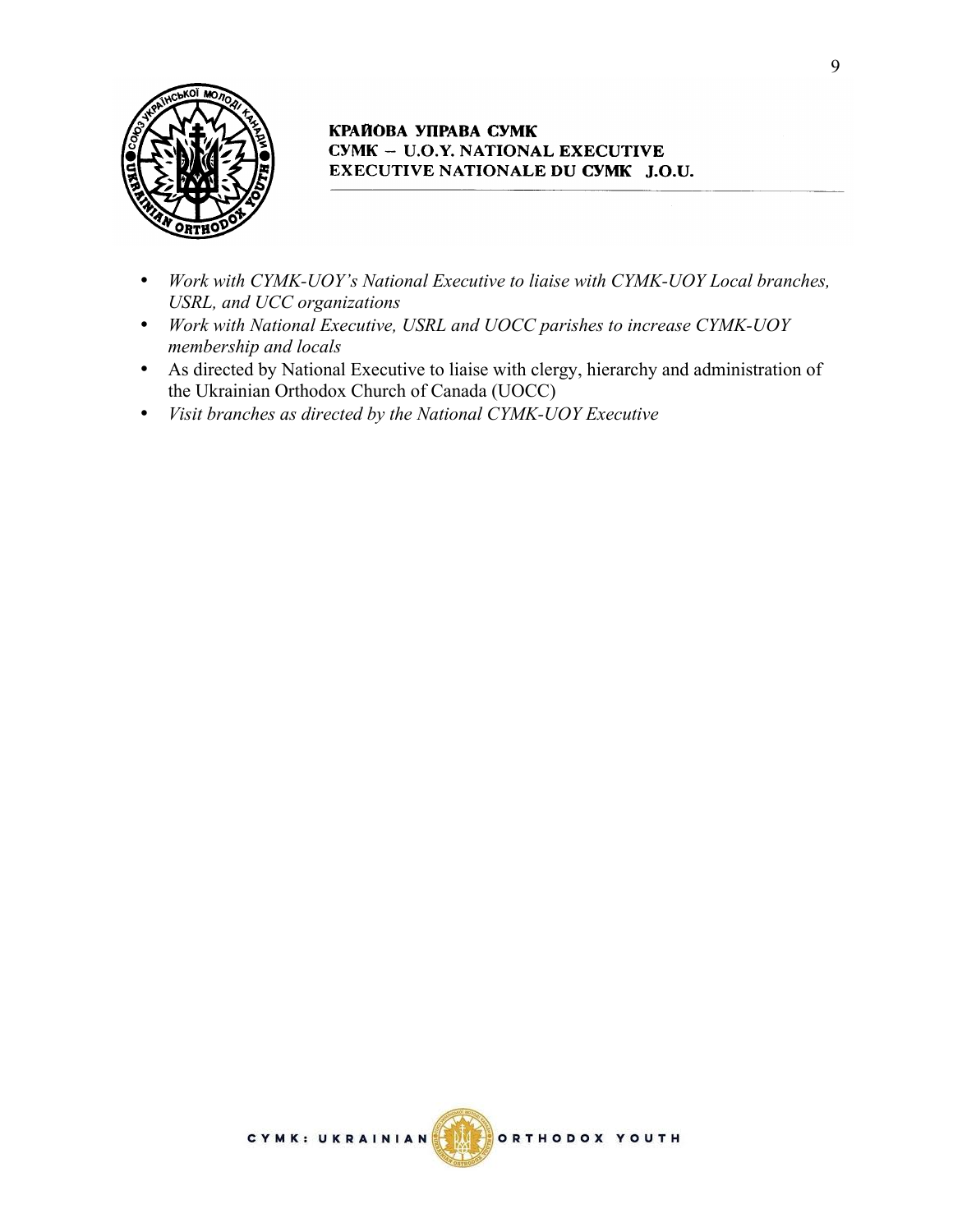- *Work with CYMK-UOY's National Executive to liaise with CYMK-UOY Local branches, USRL, and UCC organizations*
- *Work with National Executive, USRL and UOCC parishes to increase CYMK-UOY membership and locals*
- As directed by National Executive to liaise with clergy, hierarchy and administration of the Ukrainian Orthodox Church of Canada (UOCC)
- *Visit branches as directed by the National CYMK-UOY Executive*